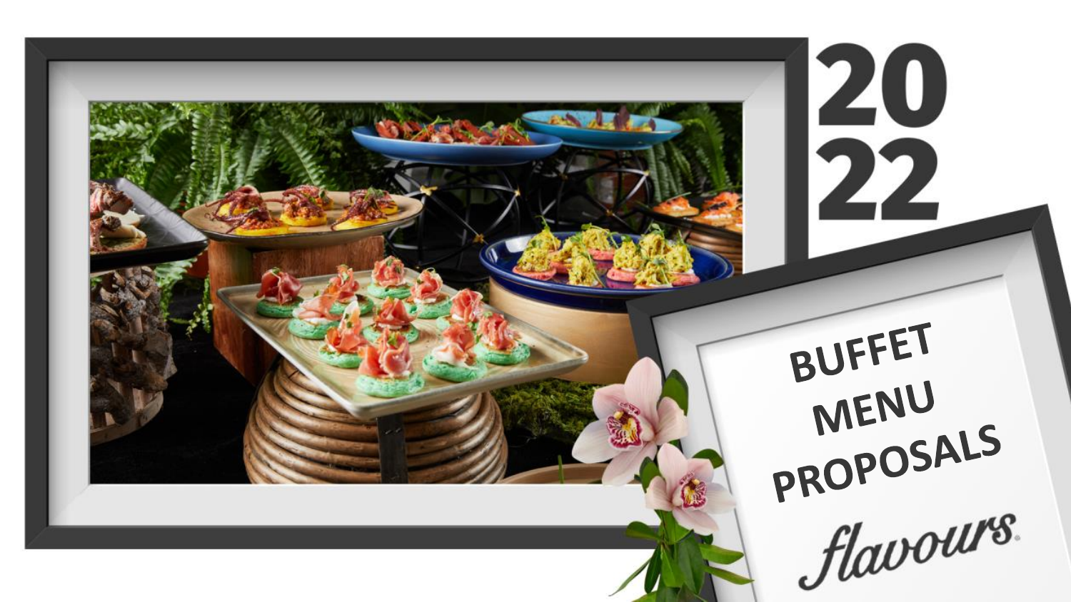# 2022

# BUFFET MENU PROPOSALS

flavours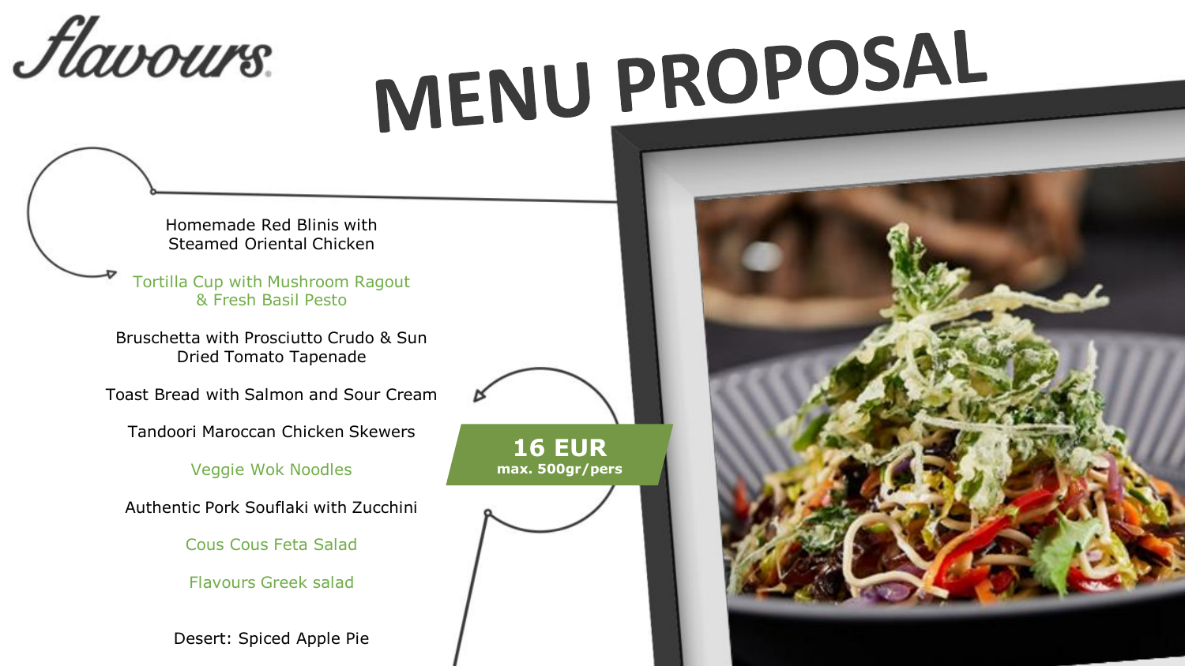flavours

# MENU PROPOSAL

Homemade Red Blinis with Steamed Oriental Chicken

Tortilla Cup with Mushroom Ragout & Fresh Basil Pesto

Bruschetta with Prosciutto Crudo & Sun Dried Tomato Tapenade

Toast Bread with Salmon and Sour Cream

Tandoori Maroccan Chicken Skewers

Veggie Wok Noodles

Authentic Pork Souflaki with Zucchini

Cous Cous Feta Salad

Flavours Greek salad

Desert: Spiced Apple Pie

**16 EUR**
**max. 500gr/pers**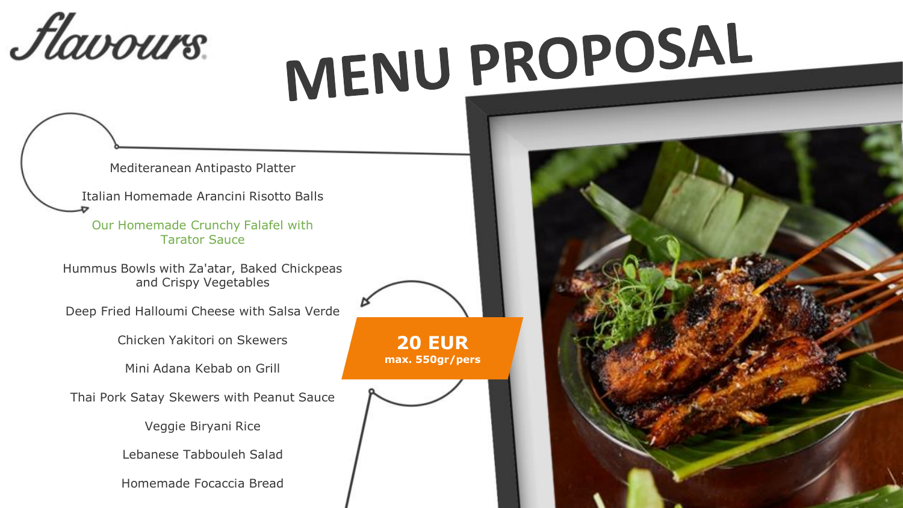flavours.

# MENU PROPOSAL

Mediteranean Antipasto Platter

Italian Homemade Arancini Risotto Balls

Our Homemade Crunchy Falafel with Tarator Sauce

Hummus Bowls with Za'atar, Baked Chickpeas and Crispy Vegetables

Deep Fried Halloumi Cheese with Salsa Verde

Chicken Yakitori on Skewers

Mini Adana Kebab on Grill

Thai Pork Satay Skewers with Peanut Sauce

Veggie Biryani Rice

Lebanese Tabbouleh Salad

Homemade Focaccia Bread

**20 EUR**
**max. 550gr/pers**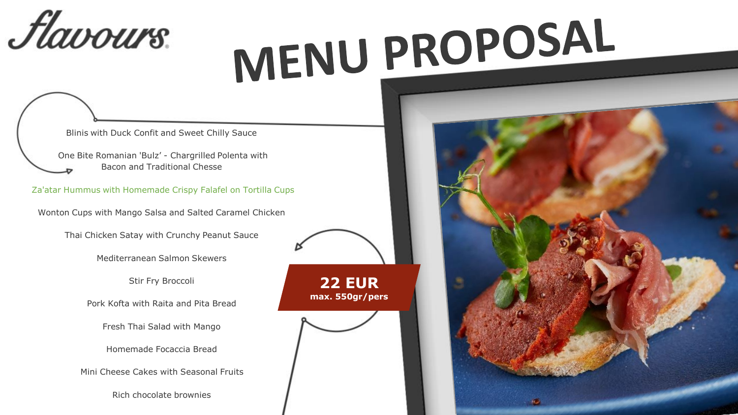flavours

# MENU PROPOSAL

Blinis with Duck Confit and Sweet Chilly Sauce

One Bite Romanian 'Bulz' - Chargrilled Polenta with Bacon and Traditional Chesse

Za'atar Hummus with Homemade Crispy Falafel on Tortilla Cups

Wonton Cups with Mango Salsa and Salted Caramel Chicken

Thai Chicken Satay with Crunchy Peanut Sauce

Mediterranean Salmon Skewers

Stir Fry Broccoli

Pork Kofta with Raita and Pita Bread

Fresh Thai Salad with Mango

Homemade Focaccia Bread

Mini Cheese Cakes with Seasonal Fruits

Rich chocolate brownies

**22 EUR**
**max. 550gr/pers**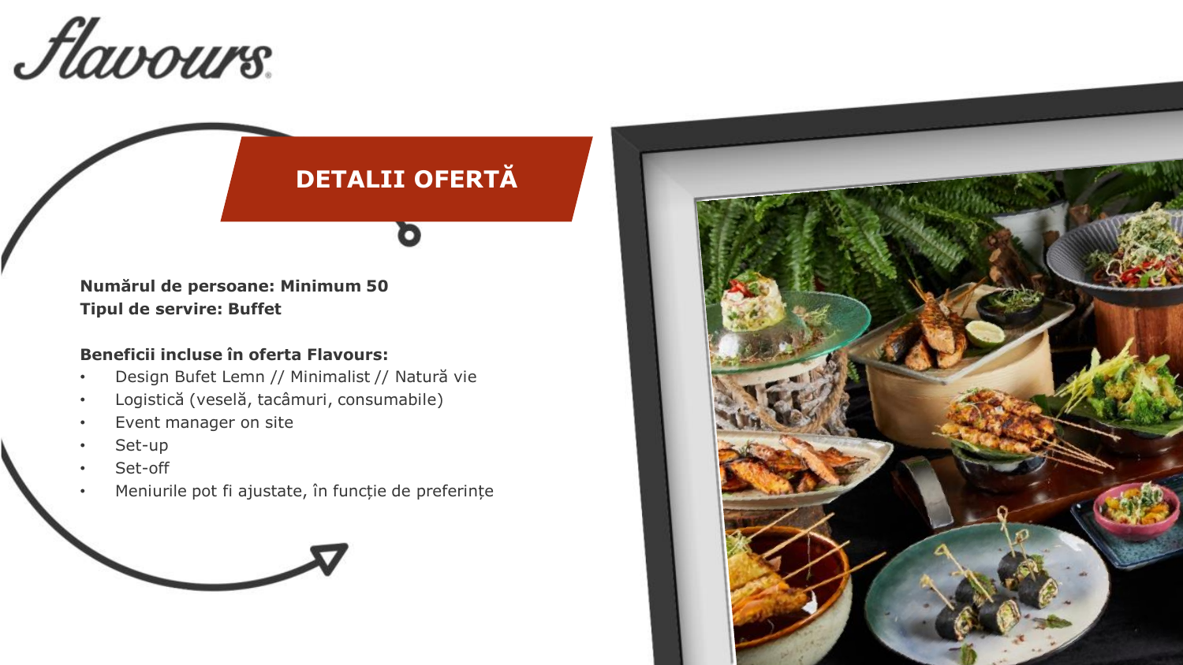flavours

## DETALII OFERTĂ

**Numărul de persoane: Minimum 50**
**Tipul de servire: Buffet**

**Beneficii incluse în oferta Flavours:**

- Design Bufet Lemn // Minimalist // Natură vie
- Logistică (veselă, tacâmuri, consumabile)
- Event manager on site
- Set-up
- Set-off
- Meniurile pot fi ajustate, în funcție de preferințe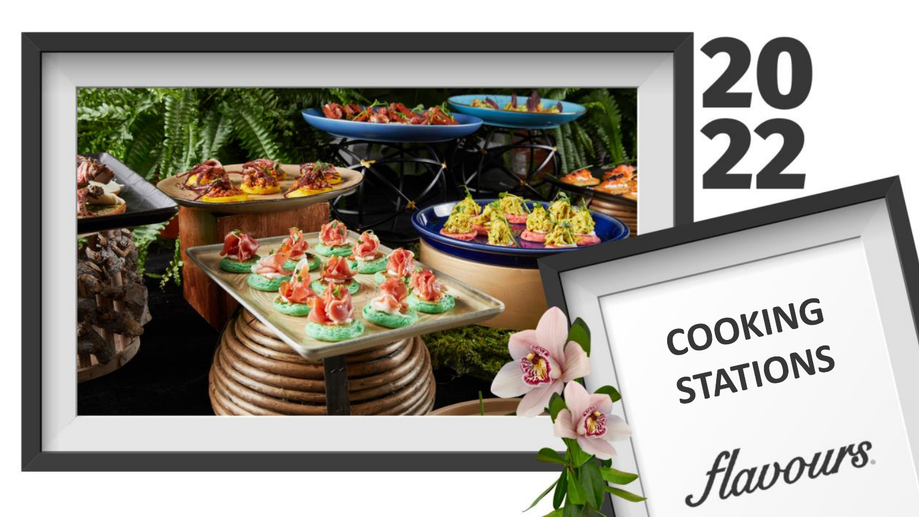# 2022

## COOKING STATIONS

flavours.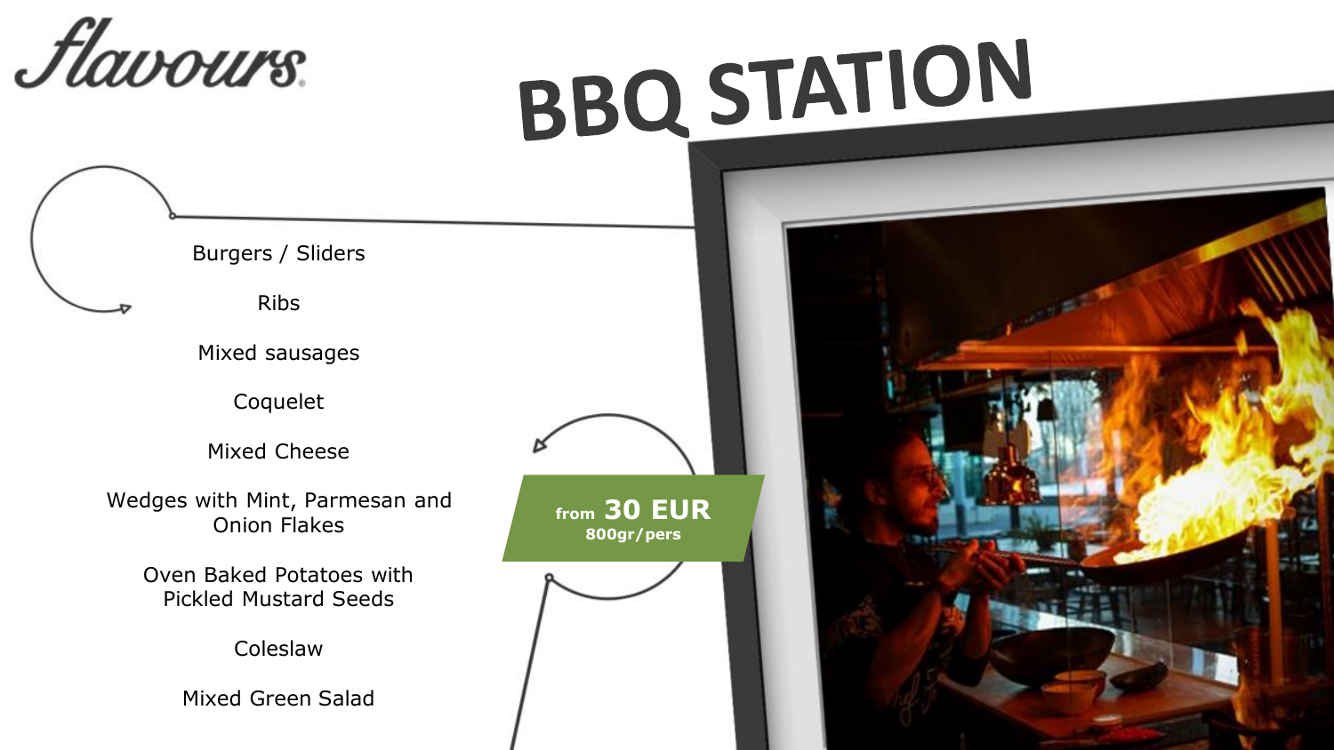flavours

# BBQ STATION

Burgers / Sliders

Ribs

Mixed sausages

Coquelet

Mixed Cheese

Wedges with Mint, Parmesan and Onion Flakes

Oven Baked Potatoes with Pickled Mustard Seeds

Coleslaw

Mixed Green Salad

**from 30 EUR**
**800gr/pers**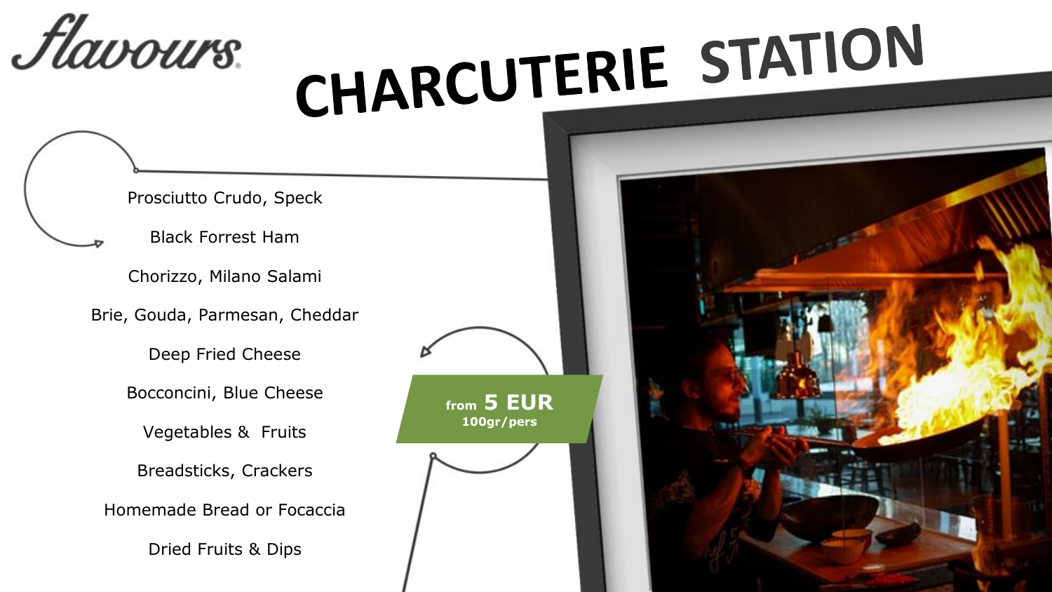flavours®

# CHARCUTERIE STATION

Prosciutto Crudo, Speck

Black Forrest Ham

Chorizzo, Milano Salami

Brie, Gouda, Parmesan, Cheddar

Deep Fried Cheese

Bocconcini, Blue Cheese

Vegetables & Fruits

Breadsticks, Crackers

Homemade Bread or Focaccia

Dried Fruits & Dips

**from 5 EUR**
**100gr/pers**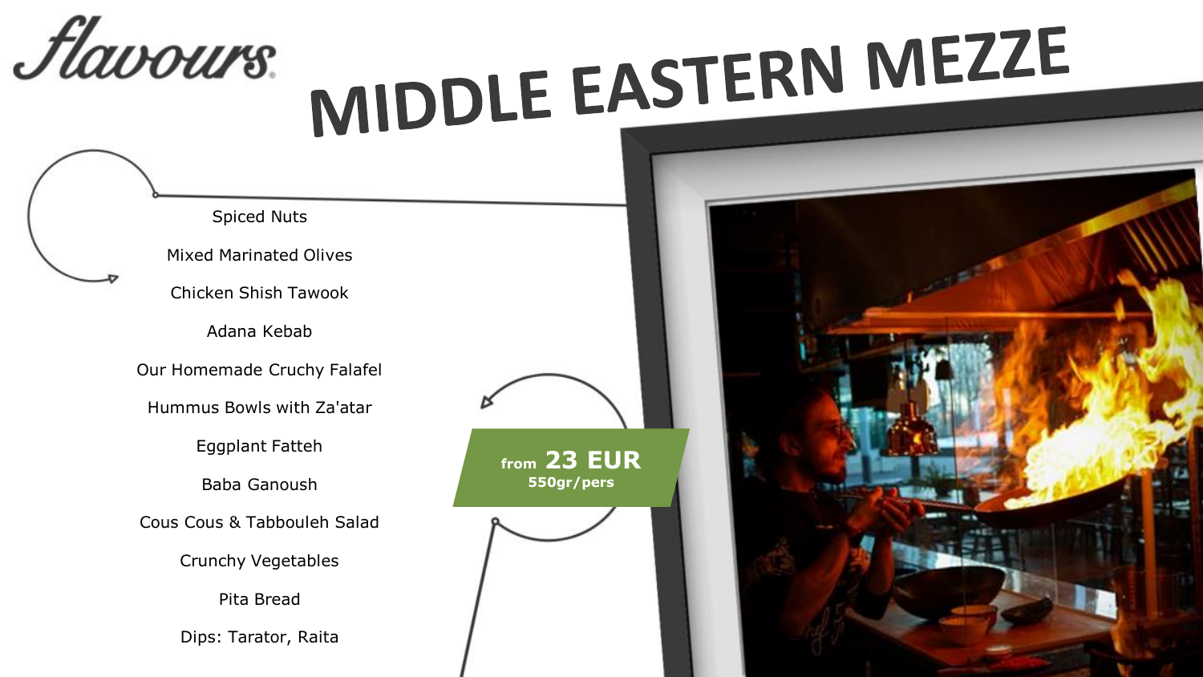flavours

# MIDDLE EASTERN MEZZE

Spiced Nuts

Mixed Marinated Olives

Chicken Shish Tawook

Adana Kebab

Our Homemade Cruchy Falafel

Hummus Bowls with Za'atar

Eggplant Fatteh

Baba Ganoush

Cous Cous & Tabbouleh Salad

Crunchy Vegetables

Pita Bread

Dips: Tarator, Raita

**from 23 EUR**
**550gr/pers**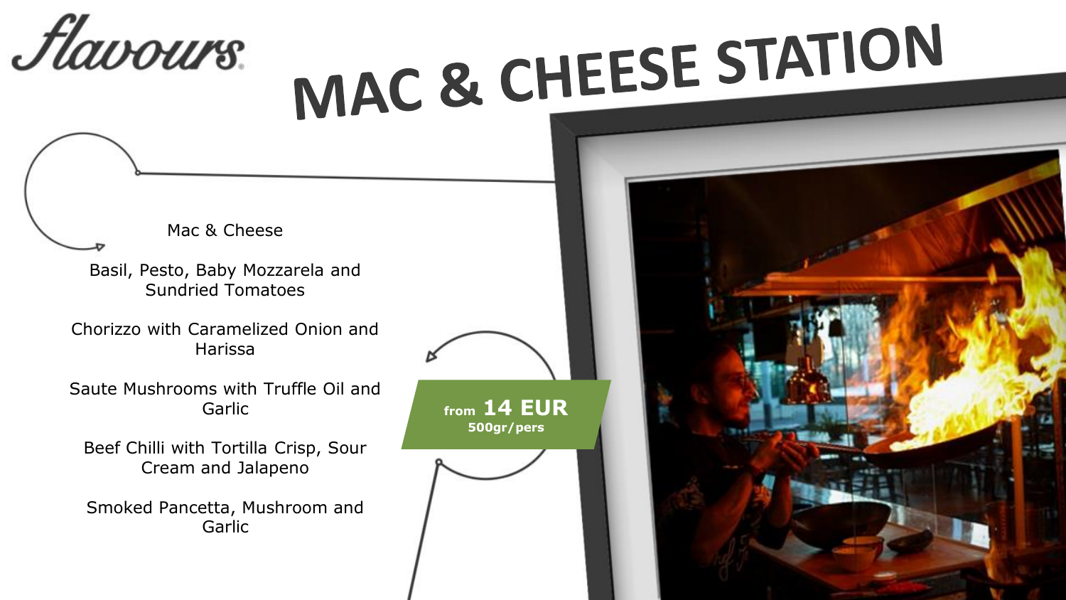flavours.

# MAC & CHEESE STATION

Mac & Cheese

Basil, Pesto, Baby Mozzarela and Sundried Tomatoes

Chorizzo with Caramelized Onion and Harissa

Saute Mushrooms with Truffle Oil and Garlic

Beef Chilli with Tortilla Crisp, Sour Cream and Jalapeno

Smoked Pancetta, Mushroom and Garlic

**from 14 EUR**
**500gr/pers**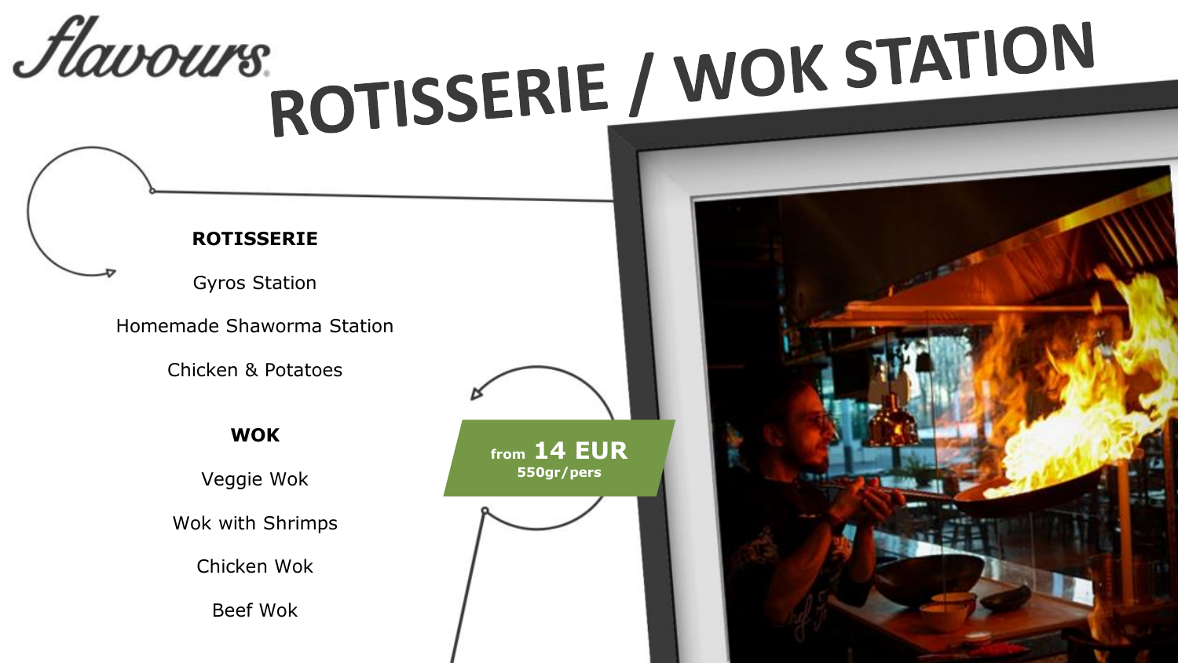flavours

# ROTISSERIE / WOK STATION

**ROTISSERIE**

Gyros Station

Homemade Shaworma Station

Chicken & Potatoes

**WOK**

Veggie Wok

Wok with Shrimps

Chicken Wok

Beef Wok

**from 14 EUR**
**550gr/pers**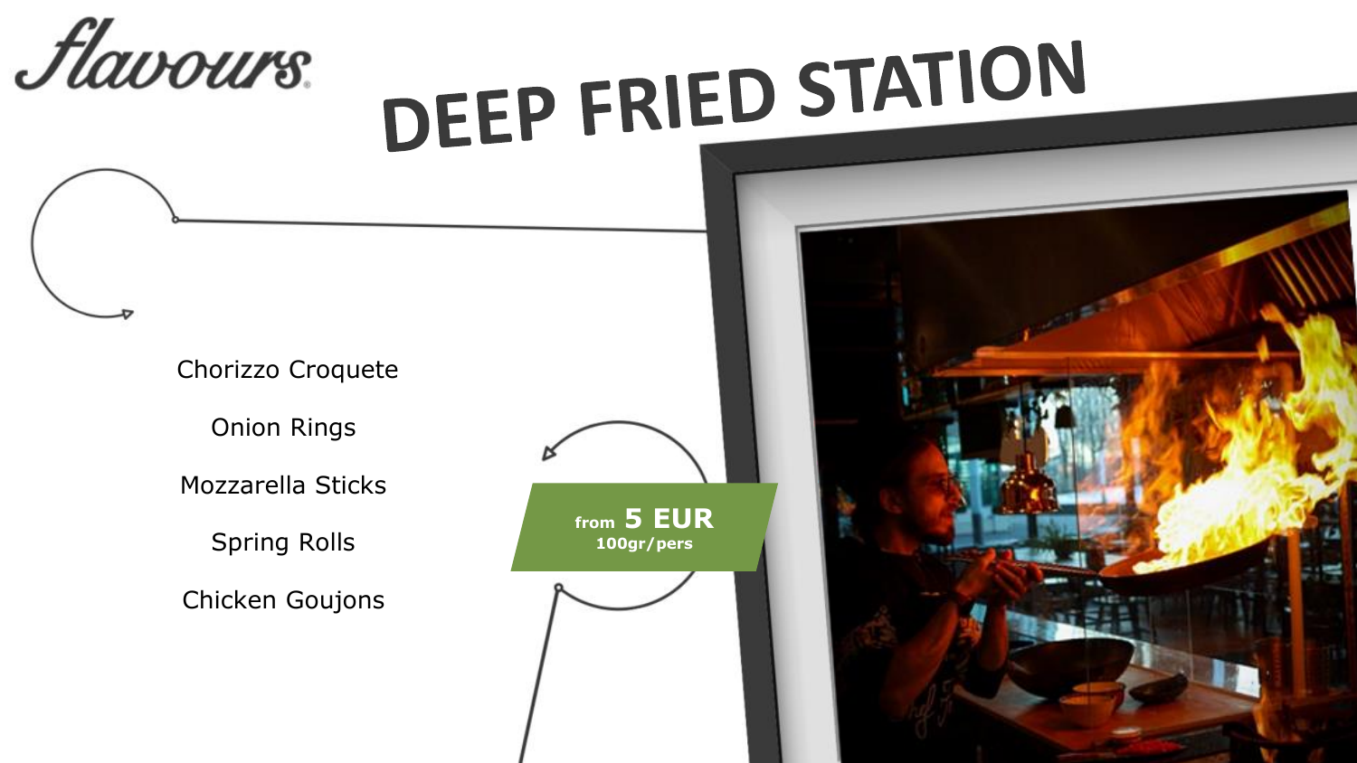flavours

# DEEP FRIED STATION

Chorizzo Croquete

Onion Rings

Mozzarella Sticks

Spring Rolls

Chicken Goujons

from **5 EUR**
**100gr/pers**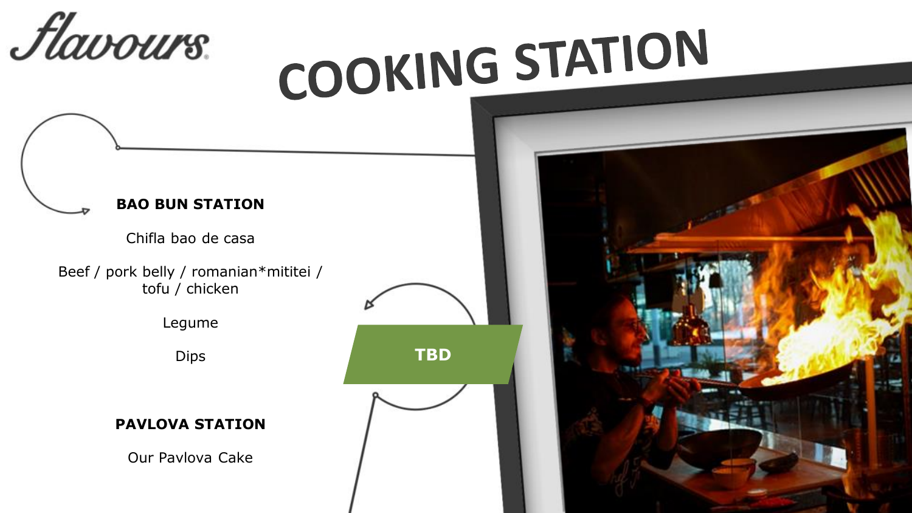flavours

# COOKING STATION

**BAO BUN STATION**

Chifla bao de casa

Beef / pork belly / romanian*mititei / tofu / chicken

Legume

Dips

**TBD**

**PAVLOVA STATION**

Our Pavlova Cake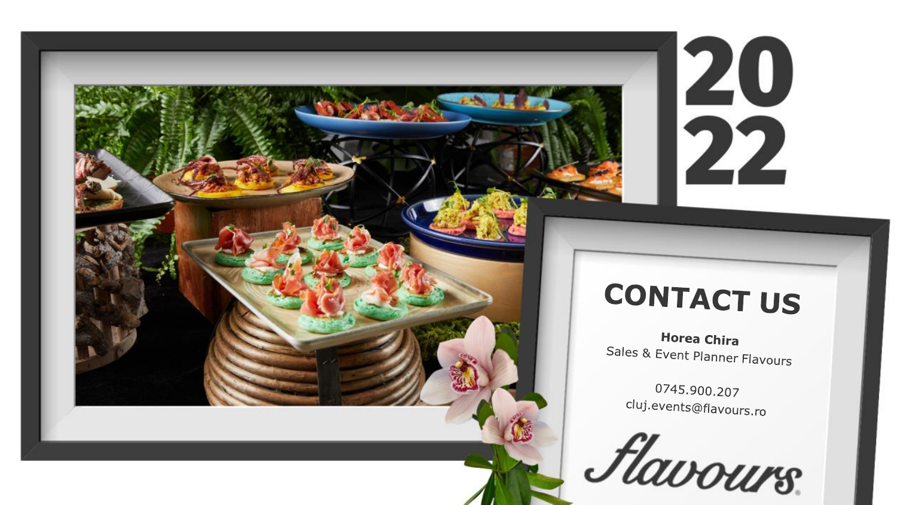2022

# CONTACT US

**Horea Chira**
Sales & Event Planner Flavours

0745.900.207
cluj.events@flavours.ro

flavours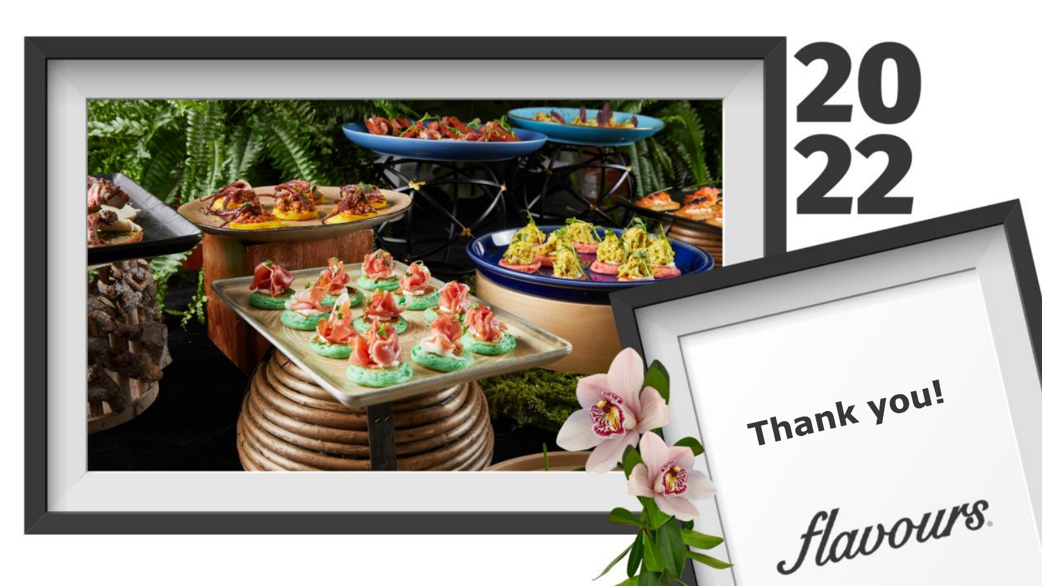2022

Thank you!

flavours